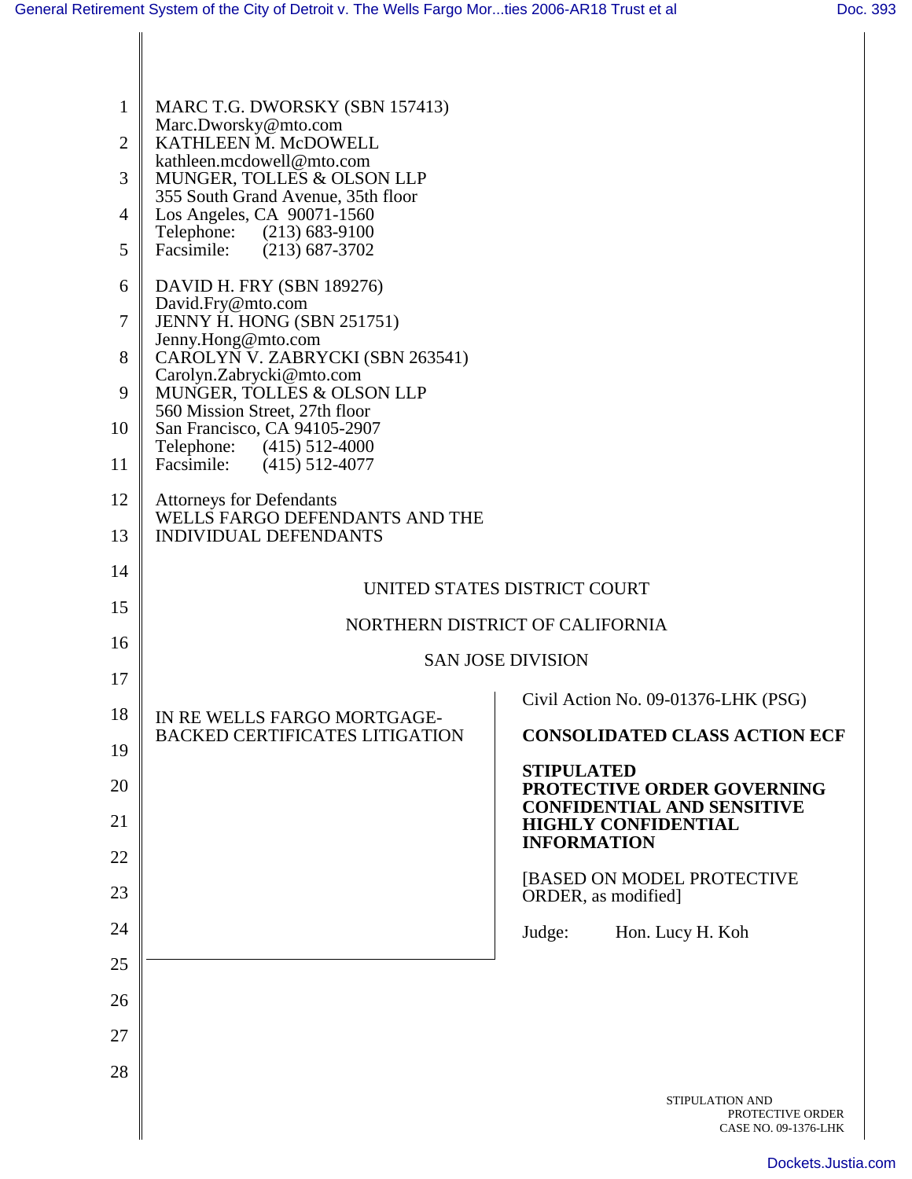MARC T.G. DWORSKY (SBN 157413)
Marc.Dworsky@mto.com
KATHLEEN M. McDOWELL
kathleen.mcdowell@mto.com
MUNGER, TOLLES & OLSON LLP
355 South Grand Avenue, 35th floor
Los Angeles, CA 90071-1560
Telephone: (213) 683-9100
Facsimile: (213) 687-3702

DAVID H. FRY (SBN 189276)
David.Fry@mto.com
JENNY H. HONG (SBN 251751)
Jenny.Hong@mto.com
CAROLYN V. ZABRYCKI (SBN 263541)
Carolyn.Zabrycki@mto.com
MUNGER, TOLLES & OLSON LLP
560 Mission Street, 27th floor
San Francisco, CA 94105-2907
Telephone: (415) 512-4000
Facsimile: (415) 512-4077

Attorneys for Defendants
WELLS FARGO DEFENDANTS AND THE
INDIVIDUAL DEFENDANTS

UNITED STATES DISTRICT COURT

NORTHERN DISTRICT OF CALIFORNIA

SAN JOSE DIVISION

IN RE WELLS FARGO MORTGAGE-BACKED CERTIFICATES LITIGATION

Civil Action No. 09-01376-LHK (PSG)

**CONSOLIDATED CLASS ACTION ECF**

**STIPULATED PROTECTIVE ORDER GOVERNING CONFIDENTIAL AND SENSITIVE HIGHLY CONFIDENTIAL INFORMATION**

[BASED ON MODEL PROTECTIVE ORDER, as modified]

Judge: Hon. Lucy H. Koh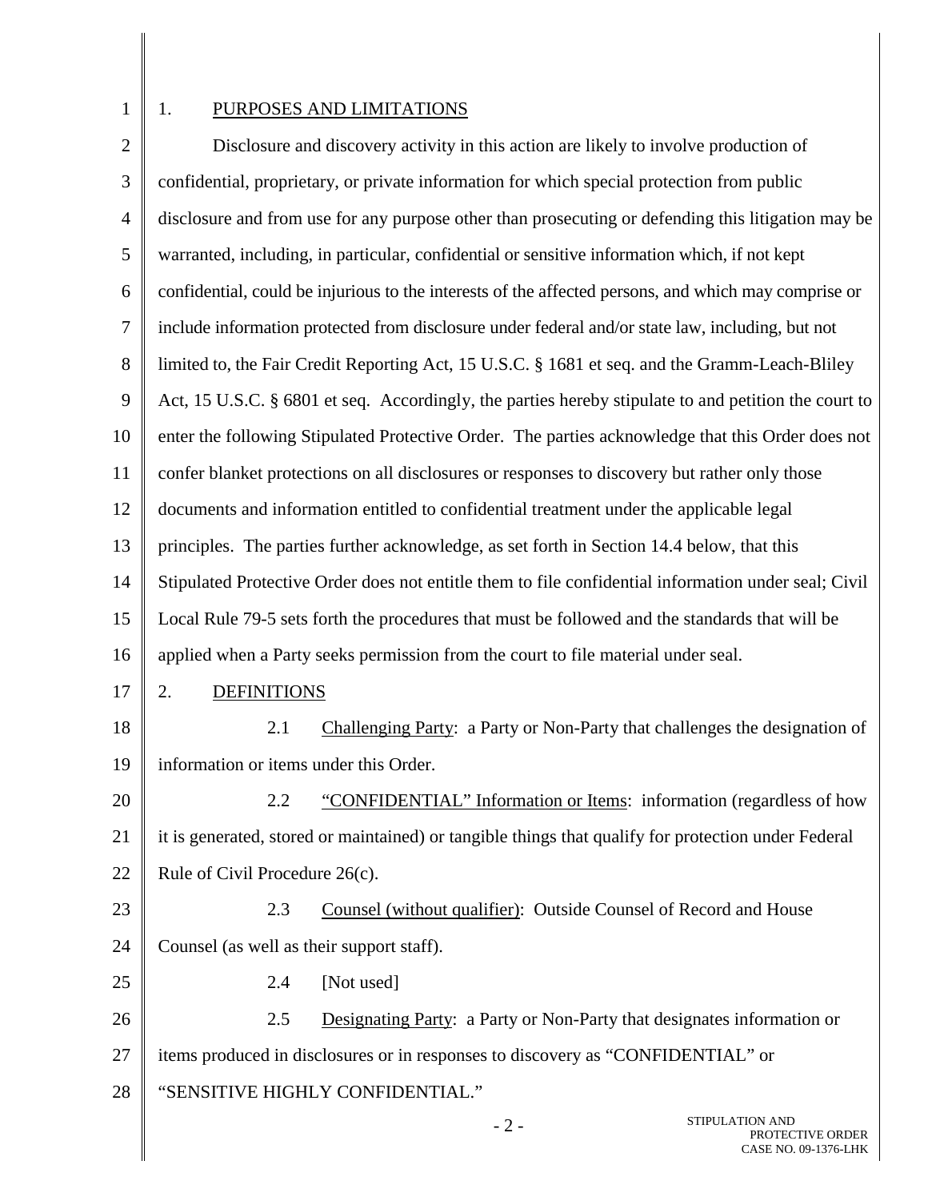## 1. PURPOSES AND LIMITATIONS

Disclosure and discovery activity in this action are likely to involve production of confidential, proprietary, or private information for which special protection from public disclosure and from use for any purpose other than prosecuting or defending this litigation may be warranted, including, in particular, confidential or sensitive information which, if not kept confidential, could be injurious to the interests of the affected persons, and which may comprise or include information protected from disclosure under federal and/or state law, including, but not limited to, the Fair Credit Reporting Act, 15 U.S.C. § 1681 et seq. and the Gramm-Leach-Bliley Act, 15 U.S.C. § 6801 et seq. Accordingly, the parties hereby stipulate to and petition the court to enter the following Stipulated Protective Order. The parties acknowledge that this Order does not confer blanket protections on all disclosures or responses to discovery but rather only those documents and information entitled to confidential treatment under the applicable legal principles. The parties further acknowledge, as set forth in Section 14.4 below, that this Stipulated Protective Order does not entitle them to file confidential information under seal; Civil Local Rule 79-5 sets forth the procedures that must be followed and the standards that will be applied when a Party seeks permission from the court to file material under seal.

## 2. DEFINITIONS

2.1 Challenging Party: a Party or Non-Party that challenges the designation of information or items under this Order.

2.2 "CONFIDENTIAL" Information or Items: information (regardless of how it is generated, stored or maintained) or tangible things that qualify for protection under Federal Rule of Civil Procedure 26(c).

2.3 Counsel (without qualifier): Outside Counsel of Record and House Counsel (as well as their support staff).

2.4 [Not used]

2.5 Designating Party: a Party or Non-Party that designates information or items produced in disclosures or in responses to discovery as "CONFIDENTIAL" or "SENSITIVE HIGHLY CONFIDENTIAL."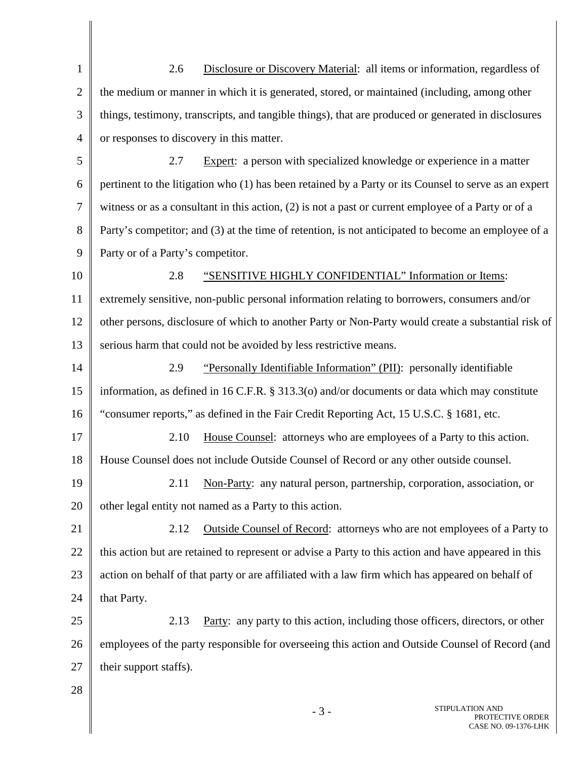2.6 Disclosure or Discovery Material: all items or information, regardless of the medium or manner in which it is generated, stored, or maintained (including, among other things, testimony, transcripts, and tangible things), that are produced or generated in disclosures or responses to discovery in this matter.

2.7 Expert: a person with specialized knowledge or experience in a matter pertinent to the litigation who (1) has been retained by a Party or its Counsel to serve as an expert witness or as a consultant in this action, (2) is not a past or current employee of a Party or of a Party's competitor; and (3) at the time of retention, is not anticipated to become an employee of a Party or of a Party's competitor.

2.8 "SENSITIVE HIGHLY CONFIDENTIAL" Information or Items: extremely sensitive, non-public personal information relating to borrowers, consumers and/or other persons, disclosure of which to another Party or Non-Party would create a substantial risk of serious harm that could not be avoided by less restrictive means.

2.9 "Personally Identifiable Information" (PII): personally identifiable information, as defined in 16 C.F.R. § 313.3(o) and/or documents or data which may constitute "consumer reports," as defined in the Fair Credit Reporting Act, 15 U.S.C. § 1681, etc.

2.10 House Counsel: attorneys who are employees of a Party to this action. House Counsel does not include Outside Counsel of Record or any other outside counsel.

2.11 Non-Party: any natural person, partnership, corporation, association, or other legal entity not named as a Party to this action.

2.12 Outside Counsel of Record: attorneys who are not employees of a Party to this action but are retained to represent or advise a Party to this action and have appeared in this action on behalf of that party or are affiliated with a law firm which has appeared on behalf of that Party.

2.13 Party: any party to this action, including those officers, directors, or other employees of the party responsible for overseeing this action and Outside Counsel of Record (and their support staffs).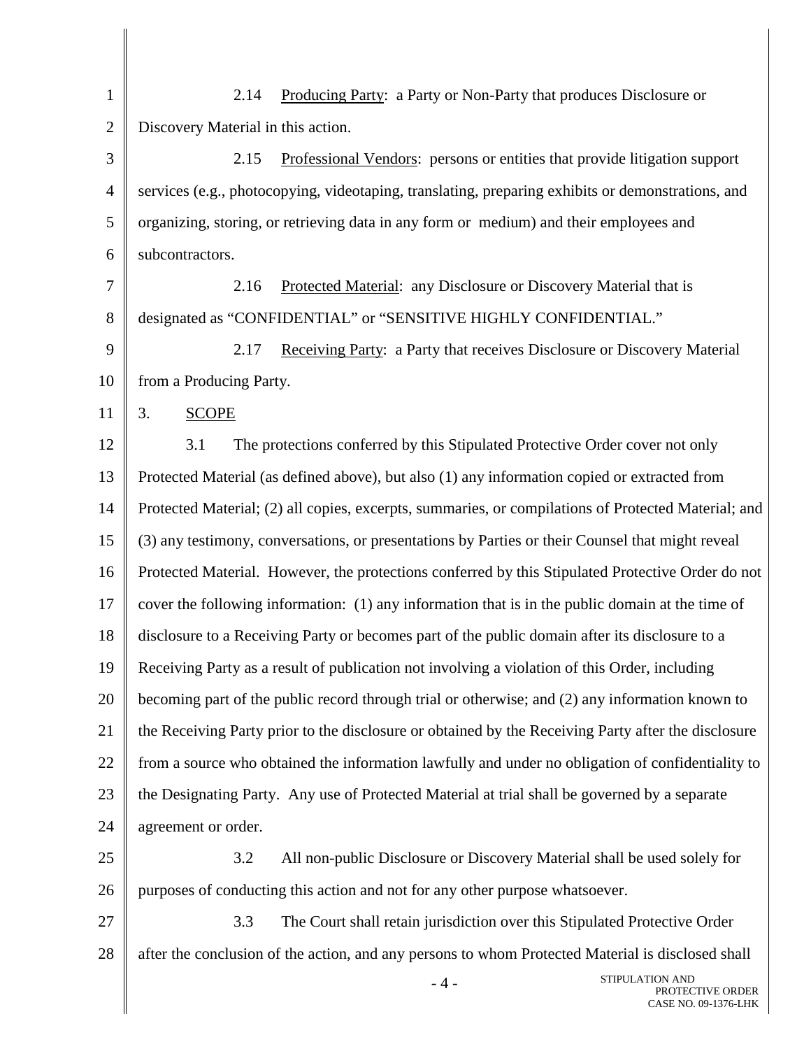2.14 Producing Party: a Party or Non-Party that produces Disclosure or Discovery Material in this action.

2.15 Professional Vendors: persons or entities that provide litigation support services (e.g., photocopying, videotaping, translating, preparing exhibits or demonstrations, and organizing, storing, or retrieving data in any form or medium) and their employees and subcontractors.

2.16 Protected Material: any Disclosure or Discovery Material that is designated as "CONFIDENTIAL" or "SENSITIVE HIGHLY CONFIDENTIAL."

2.17 Receiving Party: a Party that receives Disclosure or Discovery Material from a Producing Party.

3. SCOPE

3.1 The protections conferred by this Stipulated Protective Order cover not only Protected Material (as defined above), but also (1) any information copied or extracted from Protected Material; (2) all copies, excerpts, summaries, or compilations of Protected Material; and (3) any testimony, conversations, or presentations by Parties or their Counsel that might reveal Protected Material. However, the protections conferred by this Stipulated Protective Order do not cover the following information: (1) any information that is in the public domain at the time of disclosure to a Receiving Party or becomes part of the public domain after its disclosure to a Receiving Party as a result of publication not involving a violation of this Order, including becoming part of the public record through trial or otherwise; and (2) any information known to the Receiving Party prior to the disclosure or obtained by the Receiving Party after the disclosure from a source who obtained the information lawfully and under no obligation of confidentiality to the Designating Party. Any use of Protected Material at trial shall be governed by a separate agreement or order.

3.2 All non-public Disclosure or Discovery Material shall be used solely for purposes of conducting this action and not for any other purpose whatsoever.

3.3 The Court shall retain jurisdiction over this Stipulated Protective Order after the conclusion of the action, and any persons to whom Protected Material is disclosed shall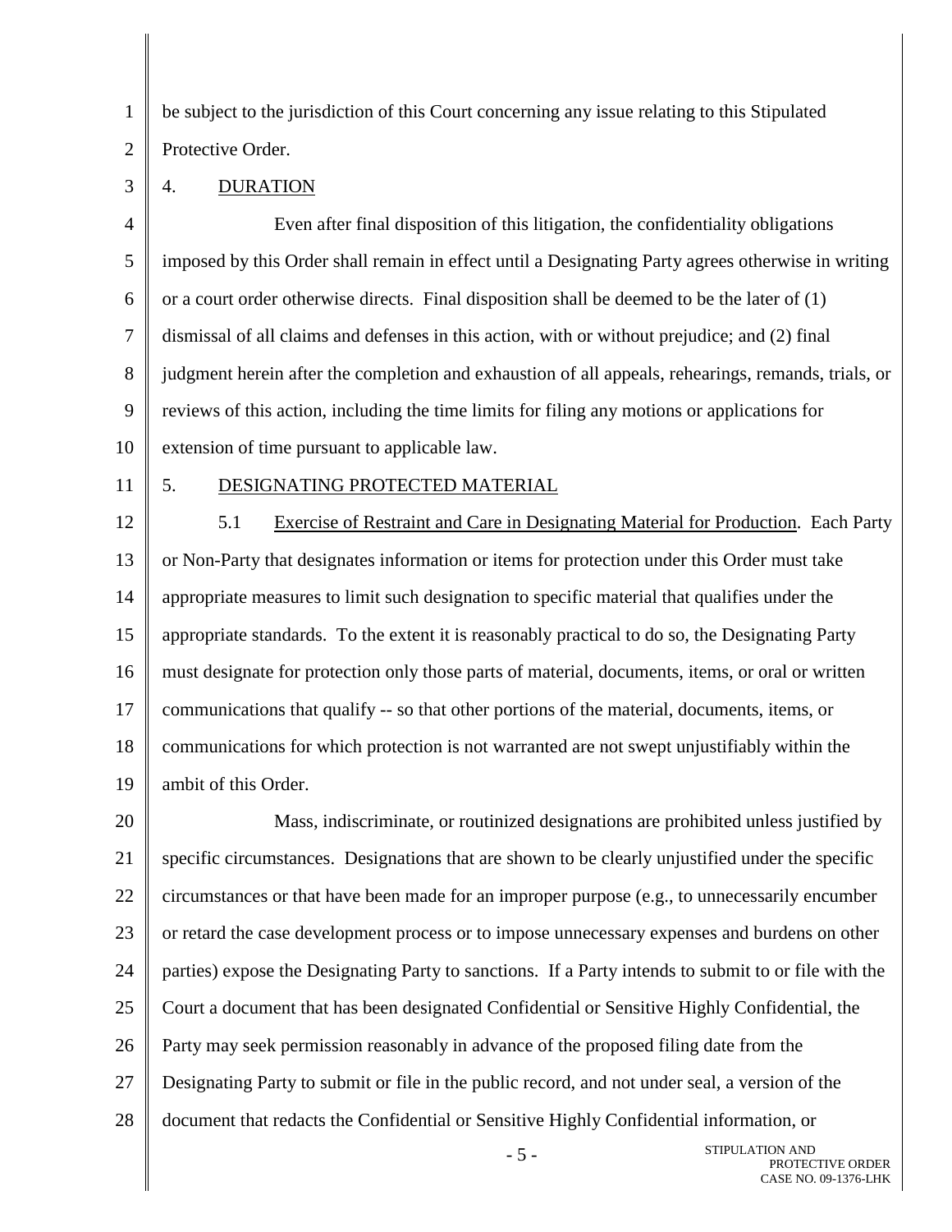be subject to the jurisdiction of this Court concerning any issue relating to this Stipulated Protective Order.

4. DURATION

Even after final disposition of this litigation, the confidentiality obligations imposed by this Order shall remain in effect until a Designating Party agrees otherwise in writing or a court order otherwise directs. Final disposition shall be deemed to be the later of (1) dismissal of all claims and defenses in this action, with or without prejudice; and (2) final judgment herein after the completion and exhaustion of all appeals, rehearings, remands, trials, or reviews of this action, including the time limits for filing any motions or applications for extension of time pursuant to applicable law.

5. DESIGNATING PROTECTED MATERIAL

5.1 Exercise of Restraint and Care in Designating Material for Production. Each Party or Non-Party that designates information or items for protection under this Order must take appropriate measures to limit such designation to specific material that qualifies under the appropriate standards. To the extent it is reasonably practical to do so, the Designating Party must designate for protection only those parts of material, documents, items, or oral or written communications that qualify -- so that other portions of the material, documents, items, or communications for which protection is not warranted are not swept unjustifiably within the ambit of this Order.

Mass, indiscriminate, or routinized designations are prohibited unless justified by specific circumstances. Designations that are shown to be clearly unjustified under the specific circumstances or that have been made for an improper purpose (e.g., to unnecessarily encumber or retard the case development process or to impose unnecessary expenses and burdens on other parties) expose the Designating Party to sanctions. If a Party intends to submit to or file with the Court a document that has been designated Confidential or Sensitive Highly Confidential, the Party may seek permission reasonably in advance of the proposed filing date from the Designating Party to submit or file in the public record, and not under seal, a version of the document that redacts the Confidential or Sensitive Highly Confidential information, or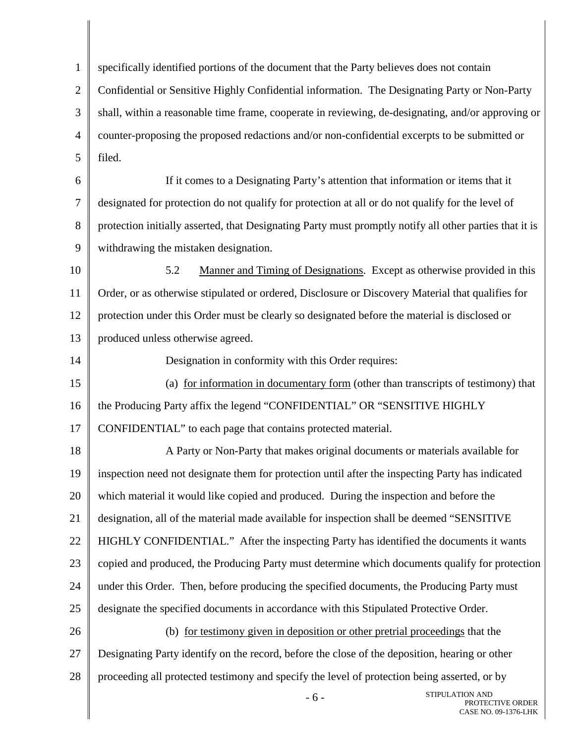specifically identified portions of the document that the Party believes does not contain Confidential or Sensitive Highly Confidential information. The Designating Party or Non-Party shall, within a reasonable time frame, cooperate in reviewing, de-designating, and/or approving or counter-proposing the proposed redactions and/or non-confidential excerpts to be submitted or filed.

If it comes to a Designating Party's attention that information or items that it designated for protection do not qualify for protection at all or do not qualify for the level of protection initially asserted, that Designating Party must promptly notify all other parties that it is withdrawing the mistaken designation.

5.2 Manner and Timing of Designations. Except as otherwise provided in this Order, or as otherwise stipulated or ordered, Disclosure or Discovery Material that qualifies for protection under this Order must be clearly so designated before the material is disclosed or produced unless otherwise agreed.

Designation in conformity with this Order requires:

(a) for information in documentary form (other than transcripts of testimony) that the Producing Party affix the legend "CONFIDENTIAL" OR "SENSITIVE HIGHLY CONFIDENTIAL" to each page that contains protected material.

A Party or Non-Party that makes original documents or materials available for inspection need not designate them for protection until after the inspecting Party has indicated which material it would like copied and produced. During the inspection and before the designation, all of the material made available for inspection shall be deemed "SENSITIVE HIGHLY CONFIDENTIAL." After the inspecting Party has identified the documents it wants copied and produced, the Producing Party must determine which documents qualify for protection under this Order. Then, before producing the specified documents, the Producing Party must designate the specified documents in accordance with this Stipulated Protective Order.

(b) for testimony given in deposition or other pretrial proceedings that the Designating Party identify on the record, before the close of the deposition, hearing or other proceeding all protected testimony and specify the level of protection being asserted, or by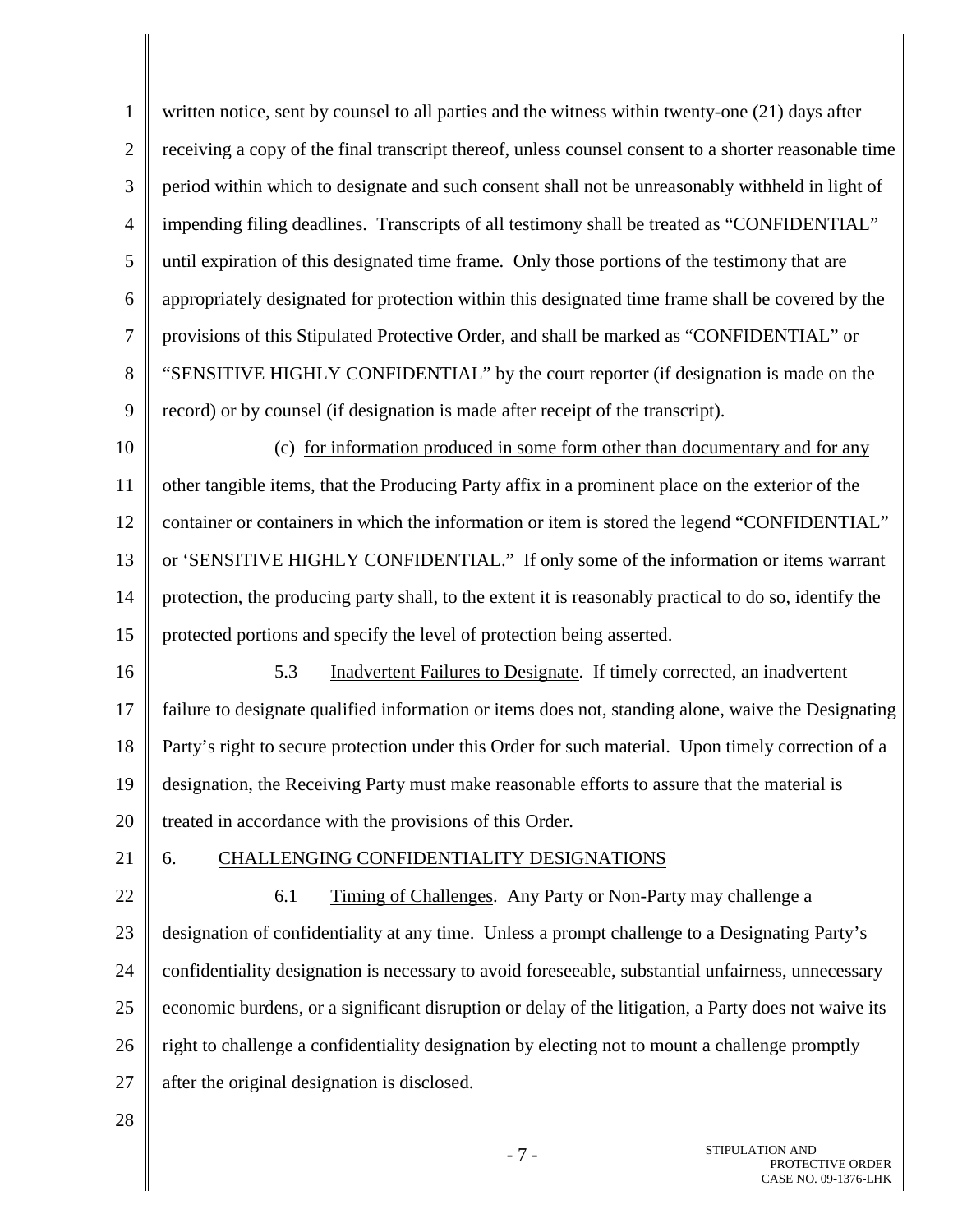written notice, sent by counsel to all parties and the witness within twenty-one (21) days after receiving a copy of the final transcript thereof, unless counsel consent to a shorter reasonable time period within which to designate and such consent shall not be unreasonably withheld in light of impending filing deadlines. Transcripts of all testimony shall be treated as "CONFIDENTIAL" until expiration of this designated time frame. Only those portions of the testimony that are appropriately designated for protection within this designated time frame shall be covered by the provisions of this Stipulated Protective Order, and shall be marked as "CONFIDENTIAL" or "SENSITIVE HIGHLY CONFIDENTIAL" by the court reporter (if designation is made on the record) or by counsel (if designation is made after receipt of the transcript).

(c) for information produced in some form other than documentary and for any other tangible items, that the Producing Party affix in a prominent place on the exterior of the container or containers in which the information or item is stored the legend "CONFIDENTIAL" or 'SENSITIVE HIGHLY CONFIDENTIAL." If only some of the information or items warrant protection, the producing party shall, to the extent it is reasonably practical to do so, identify the protected portions and specify the level of protection being asserted.

5.3 Inadvertent Failures to Designate. If timely corrected, an inadvertent failure to designate qualified information or items does not, standing alone, waive the Designating Party's right to secure protection under this Order for such material. Upon timely correction of a designation, the Receiving Party must make reasonable efforts to assure that the material is treated in accordance with the provisions of this Order.

6. CHALLENGING CONFIDENTIALITY DESIGNATIONS

6.1 Timing of Challenges. Any Party or Non-Party may challenge a designation of confidentiality at any time. Unless a prompt challenge to a Designating Party's confidentiality designation is necessary to avoid foreseeable, substantial unfairness, unnecessary economic burdens, or a significant disruption or delay of the litigation, a Party does not waive its right to challenge a confidentiality designation by electing not to mount a challenge promptly after the original designation is disclosed.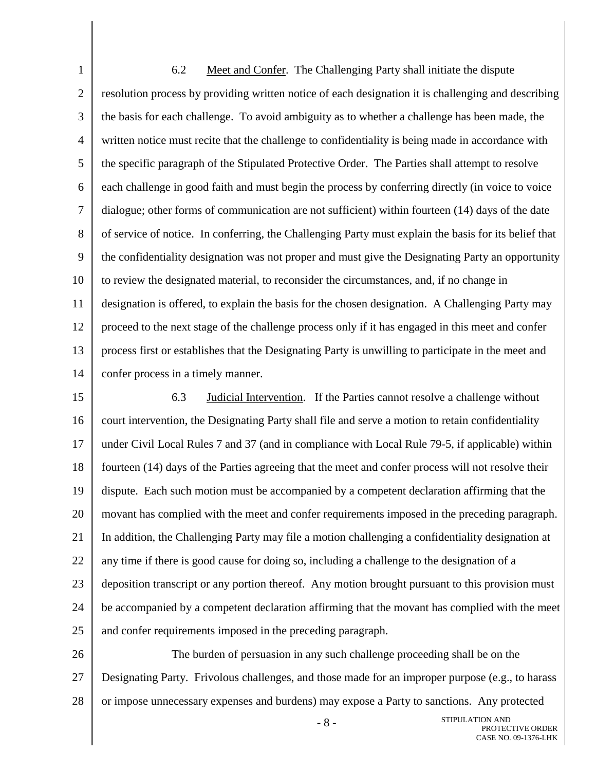6.2 Meet and Confer. The Challenging Party shall initiate the dispute resolution process by providing written notice of each designation it is challenging and describing the basis for each challenge. To avoid ambiguity as to whether a challenge has been made, the written notice must recite that the challenge to confidentiality is being made in accordance with the specific paragraph of the Stipulated Protective Order. The Parties shall attempt to resolve each challenge in good faith and must begin the process by conferring directly (in voice to voice dialogue; other forms of communication are not sufficient) within fourteen (14) days of the date of service of notice. In conferring, the Challenging Party must explain the basis for its belief that the confidentiality designation was not proper and must give the Designating Party an opportunity to review the designated material, to reconsider the circumstances, and, if no change in designation is offered, to explain the basis for the chosen designation. A Challenging Party may proceed to the next stage of the challenge process only if it has engaged in this meet and confer process first or establishes that the Designating Party is unwilling to participate in the meet and confer process in a timely manner.

6.3 Judicial Intervention. If the Parties cannot resolve a challenge without court intervention, the Designating Party shall file and serve a motion to retain confidentiality under Civil Local Rules 7 and 37 (and in compliance with Local Rule 79-5, if applicable) within fourteen (14) days of the Parties agreeing that the meet and confer process will not resolve their dispute. Each such motion must be accompanied by a competent declaration affirming that the movant has complied with the meet and confer requirements imposed in the preceding paragraph. In addition, the Challenging Party may file a motion challenging a confidentiality designation at any time if there is good cause for doing so, including a challenge to the designation of a deposition transcript or any portion thereof. Any motion brought pursuant to this provision must be accompanied by a competent declaration affirming that the movant has complied with the meet and confer requirements imposed in the preceding paragraph.

The burden of persuasion in any such challenge proceeding shall be on the Designating Party. Frivolous challenges, and those made for an improper purpose (e.g., to harass or impose unnecessary expenses and burdens) may expose a Party to sanctions. Any protected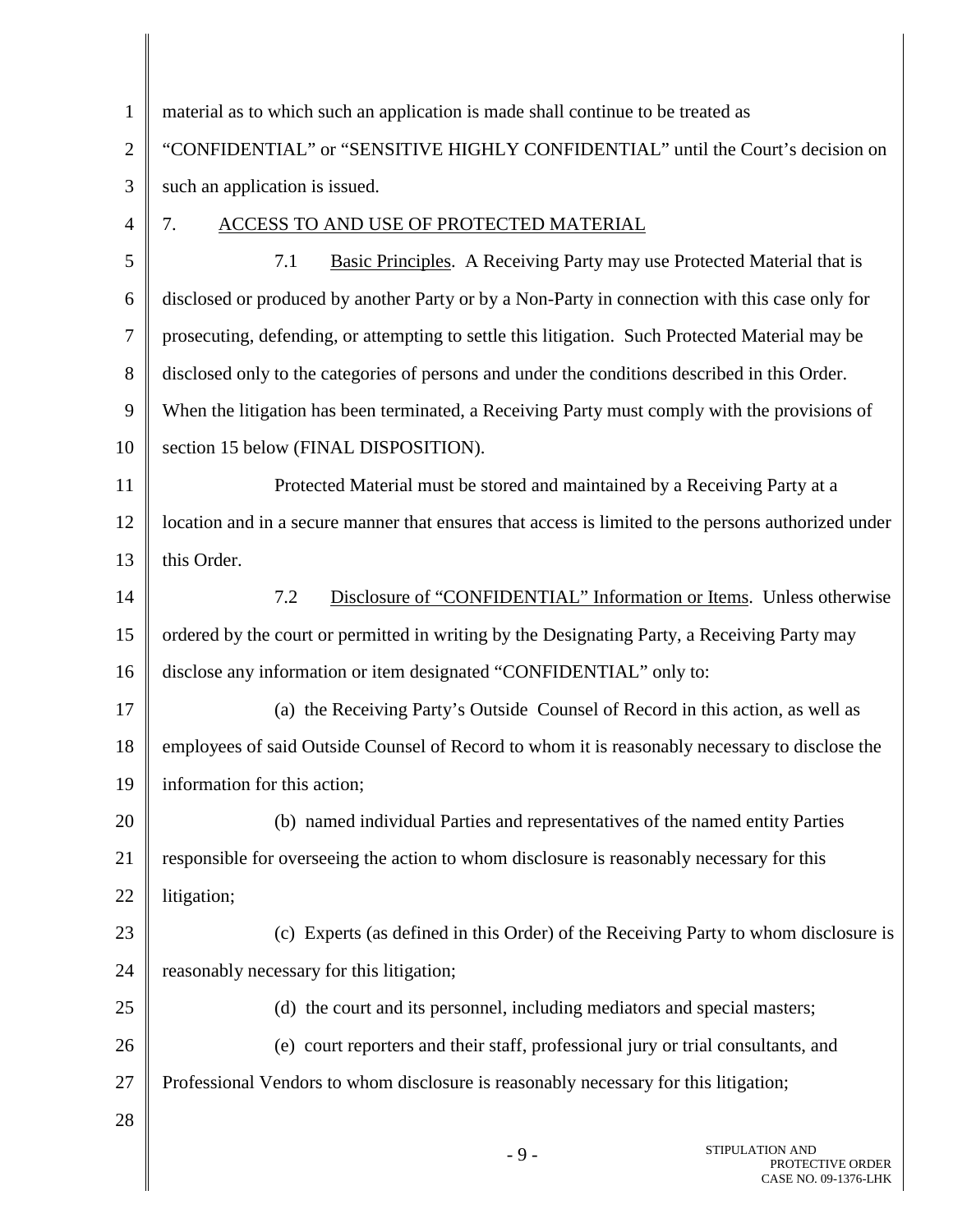material as to which such an application is made shall continue to be treated as "CONFIDENTIAL" or "SENSITIVE HIGHLY CONFIDENTIAL" until the Court's decision on such an application is issued.

7. ACCESS TO AND USE OF PROTECTED MATERIAL

7.1 Basic Principles. A Receiving Party may use Protected Material that is disclosed or produced by another Party or by a Non-Party in connection with this case only for prosecuting, defending, or attempting to settle this litigation. Such Protected Material may be disclosed only to the categories of persons and under the conditions described in this Order. When the litigation has been terminated, a Receiving Party must comply with the provisions of section 15 below (FINAL DISPOSITION).

Protected Material must be stored and maintained by a Receiving Party at a location and in a secure manner that ensures that access is limited to the persons authorized under this Order.

7.2 Disclosure of "CONFIDENTIAL" Information or Items. Unless otherwise ordered by the court or permitted in writing by the Designating Party, a Receiving Party may disclose any information or item designated "CONFIDENTIAL" only to:

(a) the Receiving Party's Outside Counsel of Record in this action, as well as employees of said Outside Counsel of Record to whom it is reasonably necessary to disclose the information for this action;

(b) named individual Parties and representatives of the named entity Parties responsible for overseeing the action to whom disclosure is reasonably necessary for this litigation;

(c) Experts (as defined in this Order) of the Receiving Party to whom disclosure is reasonably necessary for this litigation;

(d) the court and its personnel, including mediators and special masters;

(e) court reporters and their staff, professional jury or trial consultants, and Professional Vendors to whom disclosure is reasonably necessary for this litigation;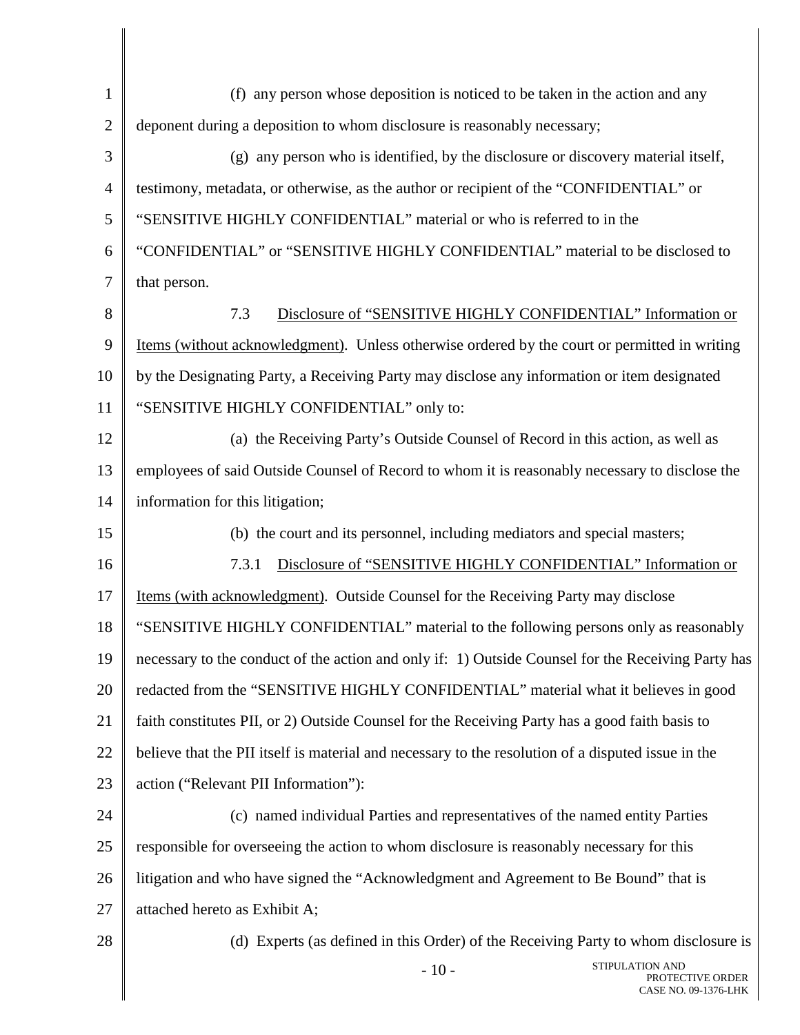(f) any person whose deposition is noticed to be taken in the action and any deponent during a deposition to whom disclosure is reasonably necessary;

(g) any person who is identified, by the disclosure or discovery material itself, testimony, metadata, or otherwise, as the author or recipient of the "CONFIDENTIAL" or "SENSITIVE HIGHLY CONFIDENTIAL" material or who is referred to in the "CONFIDENTIAL" or "SENSITIVE HIGHLY CONFIDENTIAL" material to be disclosed to that person.

7.3 Disclosure of "SENSITIVE HIGHLY CONFIDENTIAL" Information or Items (without acknowledgment). Unless otherwise ordered by the court or permitted in writing by the Designating Party, a Receiving Party may disclose any information or item designated "SENSITIVE HIGHLY CONFIDENTIAL" only to:

(a) the Receiving Party's Outside Counsel of Record in this action, as well as employees of said Outside Counsel of Record to whom it is reasonably necessary to disclose the information for this litigation;

(b) the court and its personnel, including mediators and special masters;

7.3.1 Disclosure of "SENSITIVE HIGHLY CONFIDENTIAL" Information or Items (with acknowledgment). Outside Counsel for the Receiving Party may disclose "SENSITIVE HIGHLY CONFIDENTIAL" material to the following persons only as reasonably necessary to the conduct of the action and only if: 1) Outside Counsel for the Receiving Party has redacted from the "SENSITIVE HIGHLY CONFIDENTIAL" material what it believes in good faith constitutes PII, or 2) Outside Counsel for the Receiving Party has a good faith basis to believe that the PII itself is material and necessary to the resolution of a disputed issue in the action ("Relevant PII Information"):

(c) named individual Parties and representatives of the named entity Parties responsible for overseeing the action to whom disclosure is reasonably necessary for this litigation and who have signed the "Acknowledgment and Agreement to Be Bound" that is attached hereto as Exhibit A;

(d) Experts (as defined in this Order) of the Receiving Party to whom disclosure is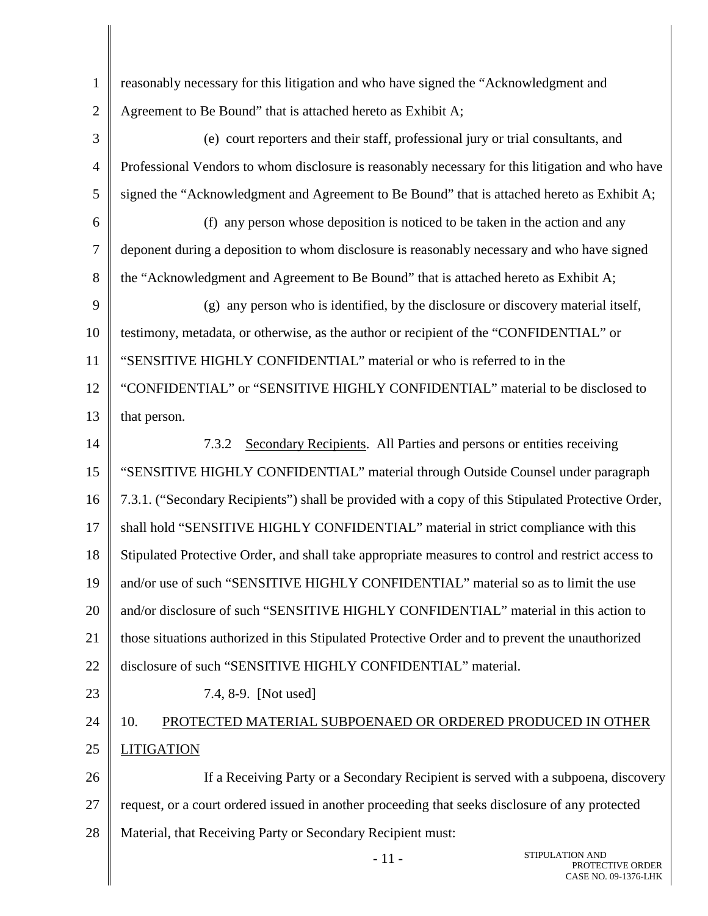reasonably necessary for this litigation and who have signed the "Acknowledgment and Agreement to Be Bound" that is attached hereto as Exhibit A;

(e) court reporters and their staff, professional jury or trial consultants, and Professional Vendors to whom disclosure is reasonably necessary for this litigation and who have signed the "Acknowledgment and Agreement to Be Bound" that is attached hereto as Exhibit A;

(f) any person whose deposition is noticed to be taken in the action and any deponent during a deposition to whom disclosure is reasonably necessary and who have signed the "Acknowledgment and Agreement to Be Bound" that is attached hereto as Exhibit A;

(g) any person who is identified, by the disclosure or discovery material itself, testimony, metadata, or otherwise, as the author or recipient of the "CONFIDENTIAL" or "SENSITIVE HIGHLY CONFIDENTIAL" material or who is referred to in the "CONFIDENTIAL" or "SENSITIVE HIGHLY CONFIDENTIAL" material to be disclosed to that person.

7.3.2 Secondary Recipients. All Parties and persons or entities receiving "SENSITIVE HIGHLY CONFIDENTIAL" material through Outside Counsel under paragraph 7.3.1. ("Secondary Recipients") shall be provided with a copy of this Stipulated Protective Order, shall hold "SENSITIVE HIGHLY CONFIDENTIAL" material in strict compliance with this Stipulated Protective Order, and shall take appropriate measures to control and restrict access to and/or use of such "SENSITIVE HIGHLY CONFIDENTIAL" material so as to limit the use and/or disclosure of such "SENSITIVE HIGHLY CONFIDENTIAL" material in this action to those situations authorized in this Stipulated Protective Order and to prevent the unauthorized disclosure of such "SENSITIVE HIGHLY CONFIDENTIAL" material.

7.4, 8-9. [Not used]

## 10. PROTECTED MATERIAL SUBPOENAED OR ORDERED PRODUCED IN OTHER LITIGATION

If a Receiving Party or a Secondary Recipient is served with a subpoena, discovery request, or a court ordered issued in another proceeding that seeks disclosure of any protected Material, that Receiving Party or Secondary Recipient must: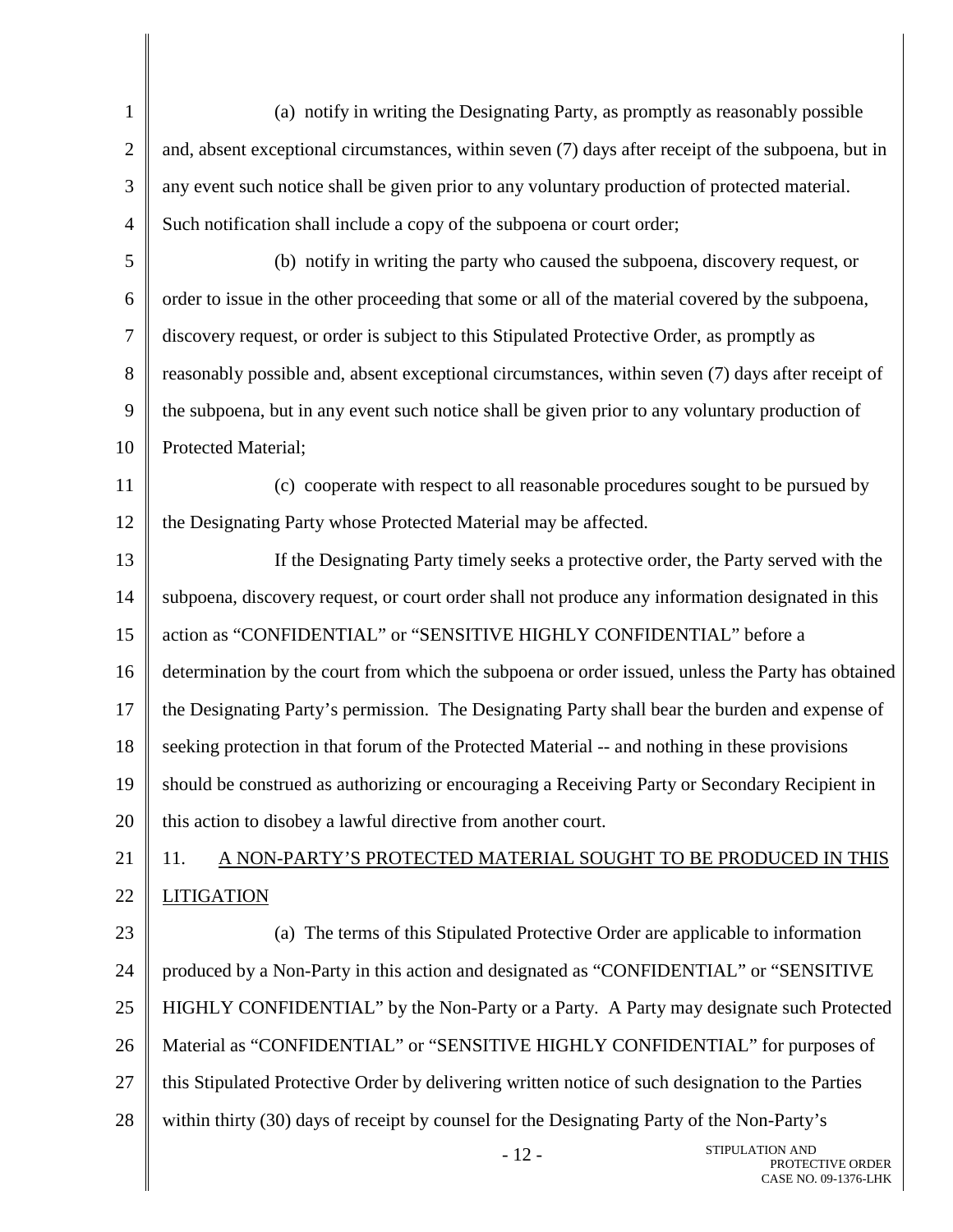(a) notify in writing the Designating Party, as promptly as reasonably possible and, absent exceptional circumstances, within seven (7) days after receipt of the subpoena, but in any event such notice shall be given prior to any voluntary production of protected material. Such notification shall include a copy of the subpoena or court order;

(b) notify in writing the party who caused the subpoena, discovery request, or order to issue in the other proceeding that some or all of the material covered by the subpoena, discovery request, or order is subject to this Stipulated Protective Order, as promptly as reasonably possible and, absent exceptional circumstances, within seven (7) days after receipt of the subpoena, but in any event such notice shall be given prior to any voluntary production of Protected Material;

(c) cooperate with respect to all reasonable procedures sought to be pursued by the Designating Party whose Protected Material may be affected.

If the Designating Party timely seeks a protective order, the Party served with the subpoena, discovery request, or court order shall not produce any information designated in this action as "CONFIDENTIAL" or "SENSITIVE HIGHLY CONFIDENTIAL" before a determination by the court from which the subpoena or order issued, unless the Party has obtained the Designating Party's permission. The Designating Party shall bear the burden and expense of seeking protection in that forum of the Protected Material -- and nothing in these provisions should be construed as authorizing or encouraging a Receiving Party or Secondary Recipient in this action to disobey a lawful directive from another court.

11. A NON-PARTY'S PROTECTED MATERIAL SOUGHT TO BE PRODUCED IN THIS LITIGATION

(a) The terms of this Stipulated Protective Order are applicable to information produced by a Non-Party in this action and designated as "CONFIDENTIAL" or "SENSITIVE HIGHLY CONFIDENTIAL" by the Non-Party or a Party. A Party may designate such Protected Material as "CONFIDENTIAL" or "SENSITIVE HIGHLY CONFIDENTIAL" for purposes of this Stipulated Protective Order by delivering written notice of such designation to the Parties within thirty (30) days of receipt by counsel for the Designating Party of the Non-Party's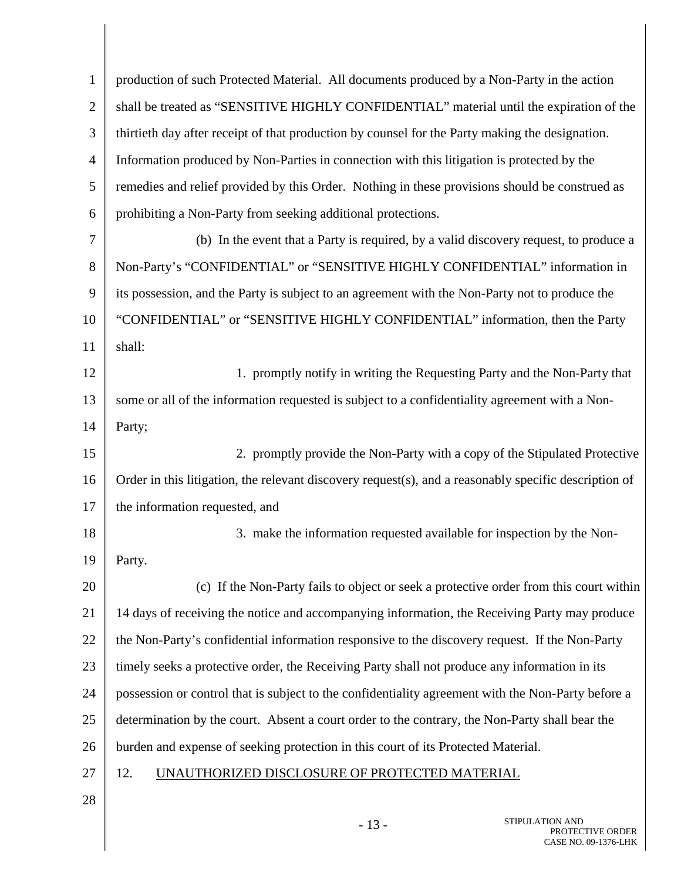production of such Protected Material. All documents produced by a Non-Party in the action shall be treated as "SENSITIVE HIGHLY CONFIDENTIAL" material until the expiration of the thirtieth day after receipt of that production by counsel for the Party making the designation. Information produced by Non-Parties in connection with this litigation is protected by the remedies and relief provided by this Order. Nothing in these provisions should be construed as prohibiting a Non-Party from seeking additional protections.

(b) In the event that a Party is required, by a valid discovery request, to produce a Non-Party's "CONFIDENTIAL" or "SENSITIVE HIGHLY CONFIDENTIAL" information in its possession, and the Party is subject to an agreement with the Non-Party not to produce the "CONFIDENTIAL" or "SENSITIVE HIGHLY CONFIDENTIAL" information, then the Party shall:

1. promptly notify in writing the Requesting Party and the Non-Party that some or all of the information requested is subject to a confidentiality agreement with a Non-Party;

2. promptly provide the Non-Party with a copy of the Stipulated Protective Order in this litigation, the relevant discovery request(s), and a reasonably specific description of the information requested, and

3. make the information requested available for inspection by the Non-Party.

(c) If the Non-Party fails to object or seek a protective order from this court within 14 days of receiving the notice and accompanying information, the Receiving Party may produce the Non-Party's confidential information responsive to the discovery request. If the Non-Party timely seeks a protective order, the Receiving Party shall not produce any information in its possession or control that is subject to the confidentiality agreement with the Non-Party before a determination by the court. Absent a court order to the contrary, the Non-Party shall bear the burden and expense of seeking protection in this court of its Protected Material.

## 12. UNAUTHORIZED DISCLOSURE OF PROTECTED MATERIAL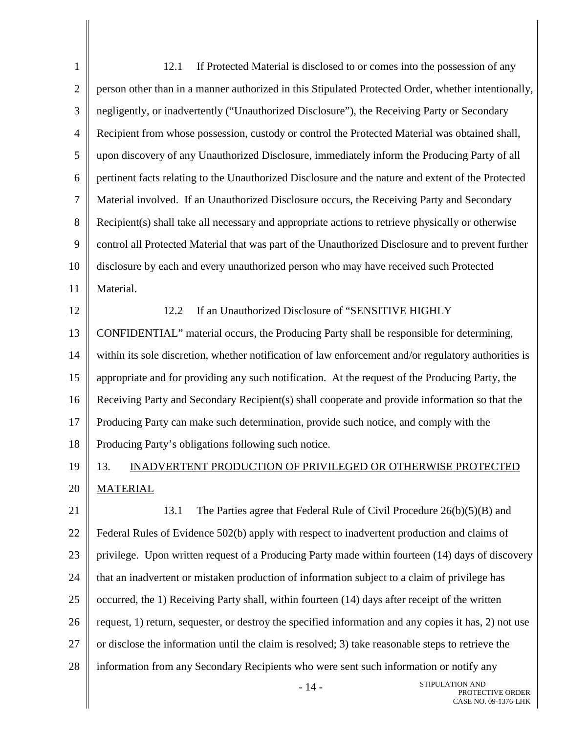12.1 If Protected Material is disclosed to or comes into the possession of any person other than in a manner authorized in this Stipulated Protected Order, whether intentionally, negligently, or inadvertently ("Unauthorized Disclosure"), the Receiving Party or Secondary Recipient from whose possession, custody or control the Protected Material was obtained shall, upon discovery of any Unauthorized Disclosure, immediately inform the Producing Party of all pertinent facts relating to the Unauthorized Disclosure and the nature and extent of the Protected Material involved. If an Unauthorized Disclosure occurs, the Receiving Party and Secondary Recipient(s) shall take all necessary and appropriate actions to retrieve physically or otherwise control all Protected Material that was part of the Unauthorized Disclosure and to prevent further disclosure by each and every unauthorized person who may have received such Protected Material.

12.2 If an Unauthorized Disclosure of "SENSITIVE HIGHLY CONFIDENTIAL" material occurs, the Producing Party shall be responsible for determining, within its sole discretion, whether notification of law enforcement and/or regulatory authorities is appropriate and for providing any such notification. At the request of the Producing Party, the Receiving Party and Secondary Recipient(s) shall cooperate and provide information so that the Producing Party can make such determination, provide such notice, and comply with the Producing Party's obligations following such notice.

## 13. INADVERTENT PRODUCTION OF PRIVILEGED OR OTHERWISE PROTECTED MATERIAL

13.1 The Parties agree that Federal Rule of Civil Procedure 26(b)(5)(B) and Federal Rules of Evidence 502(b) apply with respect to inadvertent production and claims of privilege. Upon written request of a Producing Party made within fourteen (14) days of discovery that an inadvertent or mistaken production of information subject to a claim of privilege has occurred, the 1) Receiving Party shall, within fourteen (14) days after receipt of the written request, 1) return, sequester, or destroy the specified information and any copies it has, 2) not use or disclose the information until the claim is resolved; 3) take reasonable steps to retrieve the information from any Secondary Recipients who were sent such information or notify any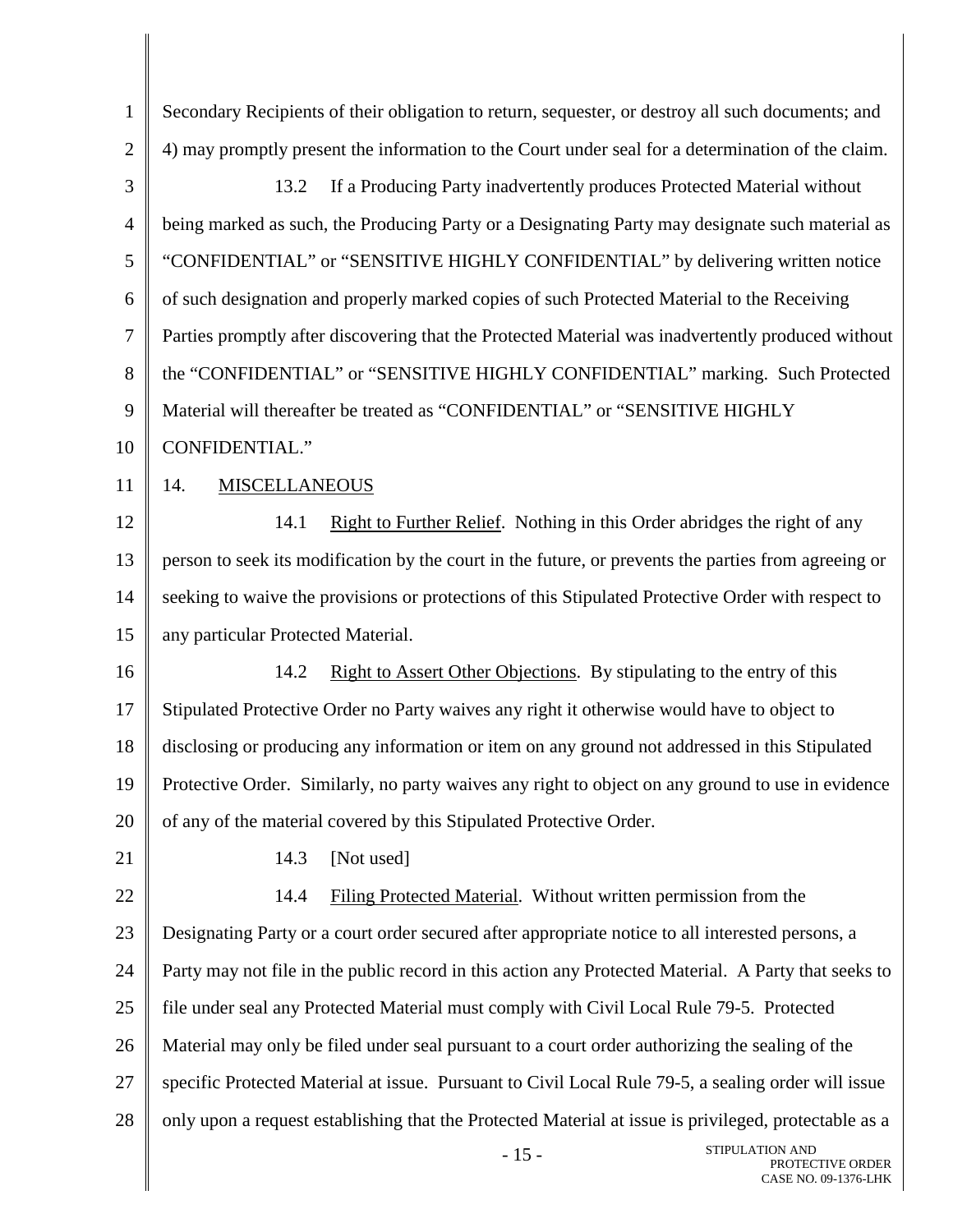Secondary Recipients of their obligation to return, sequester, or destroy all such documents; and 4) may promptly present the information to the Court under seal for a determination of the claim.

13.2 If a Producing Party inadvertently produces Protected Material without being marked as such, the Producing Party or a Designating Party may designate such material as "CONFIDENTIAL" or "SENSITIVE HIGHLY CONFIDENTIAL" by delivering written notice of such designation and properly marked copies of such Protected Material to the Receiving Parties promptly after discovering that the Protected Material was inadvertently produced without the "CONFIDENTIAL" or "SENSITIVE HIGHLY CONFIDENTIAL" marking. Such Protected Material will thereafter be treated as "CONFIDENTIAL" or "SENSITIVE HIGHLY CONFIDENTIAL."

14. MISCELLANEOUS

14.1 Right to Further Relief. Nothing in this Order abridges the right of any person to seek its modification by the court in the future, or prevents the parties from agreeing or seeking to waive the provisions or protections of this Stipulated Protective Order with respect to any particular Protected Material.

14.2 Right to Assert Other Objections. By stipulating to the entry of this Stipulated Protective Order no Party waives any right it otherwise would have to object to disclosing or producing any information or item on any ground not addressed in this Stipulated Protective Order. Similarly, no party waives any right to object on any ground to use in evidence of any of the material covered by this Stipulated Protective Order.

14.3 [Not used]

14.4 Filing Protected Material. Without written permission from the Designating Party or a court order secured after appropriate notice to all interested persons, a Party may not file in the public record in this action any Protected Material. A Party that seeks to file under seal any Protected Material must comply with Civil Local Rule 79-5. Protected Material may only be filed under seal pursuant to a court order authorizing the sealing of the specific Protected Material at issue. Pursuant to Civil Local Rule 79-5, a sealing order will issue only upon a request establishing that the Protected Material at issue is privileged, protectable as a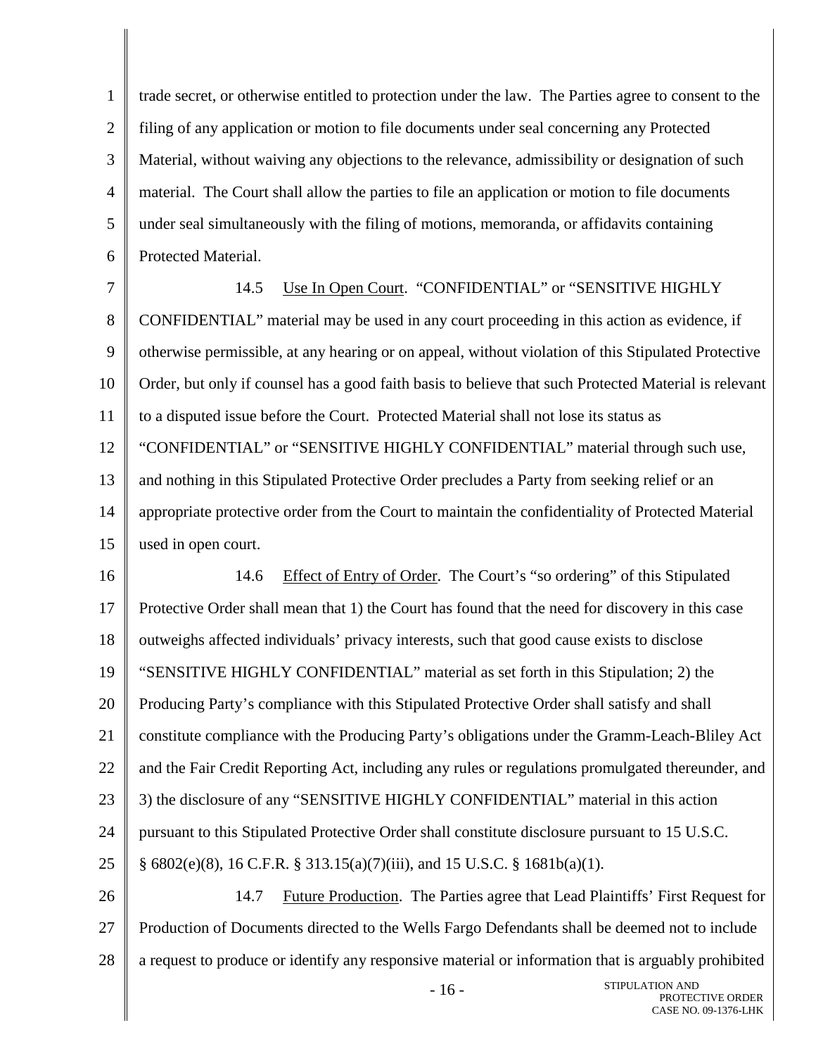trade secret, or otherwise entitled to protection under the law. The Parties agree to consent to the filing of any application or motion to file documents under seal concerning any Protected Material, without waiving any objections to the relevance, admissibility or designation of such material. The Court shall allow the parties to file an application or motion to file documents under seal simultaneously with the filing of motions, memoranda, or affidavits containing Protected Material.

14.5 Use In Open Court. "CONFIDENTIAL" or "SENSITIVE HIGHLY CONFIDENTIAL" material may be used in any court proceeding in this action as evidence, if otherwise permissible, at any hearing or on appeal, without violation of this Stipulated Protective Order, but only if counsel has a good faith basis to believe that such Protected Material is relevant to a disputed issue before the Court. Protected Material shall not lose its status as "CONFIDENTIAL" or "SENSITIVE HIGHLY CONFIDENTIAL" material through such use, and nothing in this Stipulated Protective Order precludes a Party from seeking relief or an appropriate protective order from the Court to maintain the confidentiality of Protected Material used in open court.

14.6 Effect of Entry of Order. The Court's "so ordering" of this Stipulated Protective Order shall mean that 1) the Court has found that the need for discovery in this case outweighs affected individuals' privacy interests, such that good cause exists to disclose "SENSITIVE HIGHLY CONFIDENTIAL" material as set forth in this Stipulation; 2) the Producing Party's compliance with this Stipulated Protective Order shall satisfy and shall constitute compliance with the Producing Party's obligations under the Gramm-Leach-Bliley Act and the Fair Credit Reporting Act, including any rules or regulations promulgated thereunder, and 3) the disclosure of any "SENSITIVE HIGHLY CONFIDENTIAL" material in this action pursuant to this Stipulated Protective Order shall constitute disclosure pursuant to 15 U.S.C. § 6802(e)(8), 16 C.F.R. § 313.15(a)(7)(iii), and 15 U.S.C. § 1681b(a)(1).

14.7 Future Production. The Parties agree that Lead Plaintiffs' First Request for Production of Documents directed to the Wells Fargo Defendants shall be deemed not to include a request to produce or identify any responsive material or information that is arguably prohibited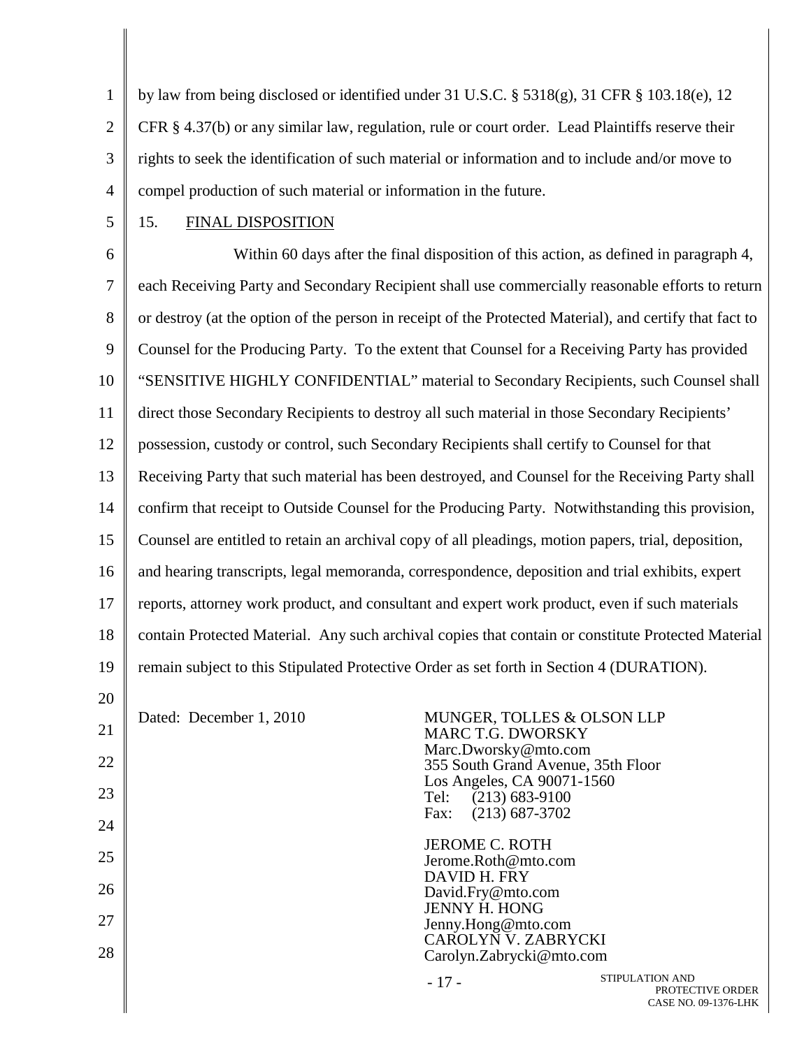by law from being disclosed or identified under 31 U.S.C. § 5318(g), 31 CFR § 103.18(e), 12 CFR § 4.37(b) or any similar law, regulation, rule or court order. Lead Plaintiffs reserve their rights to seek the identification of such material or information and to include and/or move to compel production of such material or information in the future.

15. <u>FINAL DISPOSITION</u>

Within 60 days after the final disposition of this action, as defined in paragraph 4, each Receiving Party and Secondary Recipient shall use commercially reasonable efforts to return or destroy (at the option of the person in receipt of the Protected Material), and certify that fact to Counsel for the Producing Party. To the extent that Counsel for a Receiving Party has provided "SENSITIVE HIGHLY CONFIDENTIAL" material to Secondary Recipients, such Counsel shall direct those Secondary Recipients to destroy all such material in those Secondary Recipients' possession, custody or control, such Secondary Recipients shall certify to Counsel for that Receiving Party that such material has been destroyed, and Counsel for the Receiving Party shall confirm that receipt to Outside Counsel for the Producing Party. Notwithstanding this provision, Counsel are entitled to retain an archival copy of all pleadings, motion papers, trial, deposition, and hearing transcripts, legal memoranda, correspondence, deposition and trial exhibits, expert reports, attorney work product, and consultant and expert work product, even if such materials contain Protected Material. Any such archival copies that contain or constitute Protected Material remain subject to this Stipulated Protective Order as set forth in Section 4 (DURATION).

Dated: December 1, 2010

MUNGER, TOLLES & OLSON LLP
MARC T.G. DWORSKY
Marc.Dworsky@mto.com
355 South Grand Avenue, 35th Floor
Los Angeles, CA 90071-1560
Tel: (213) 683-9100
Fax: (213) 687-3702

JEROME C. ROTH
Jerome.Roth@mto.com
DAVID H. FRY
David.Fry@mto.com
JENNY H. HONG
Jenny.Hong@mto.com
CAROLYN V. ZABRYCKI
Carolyn.Zabrycki@mto.com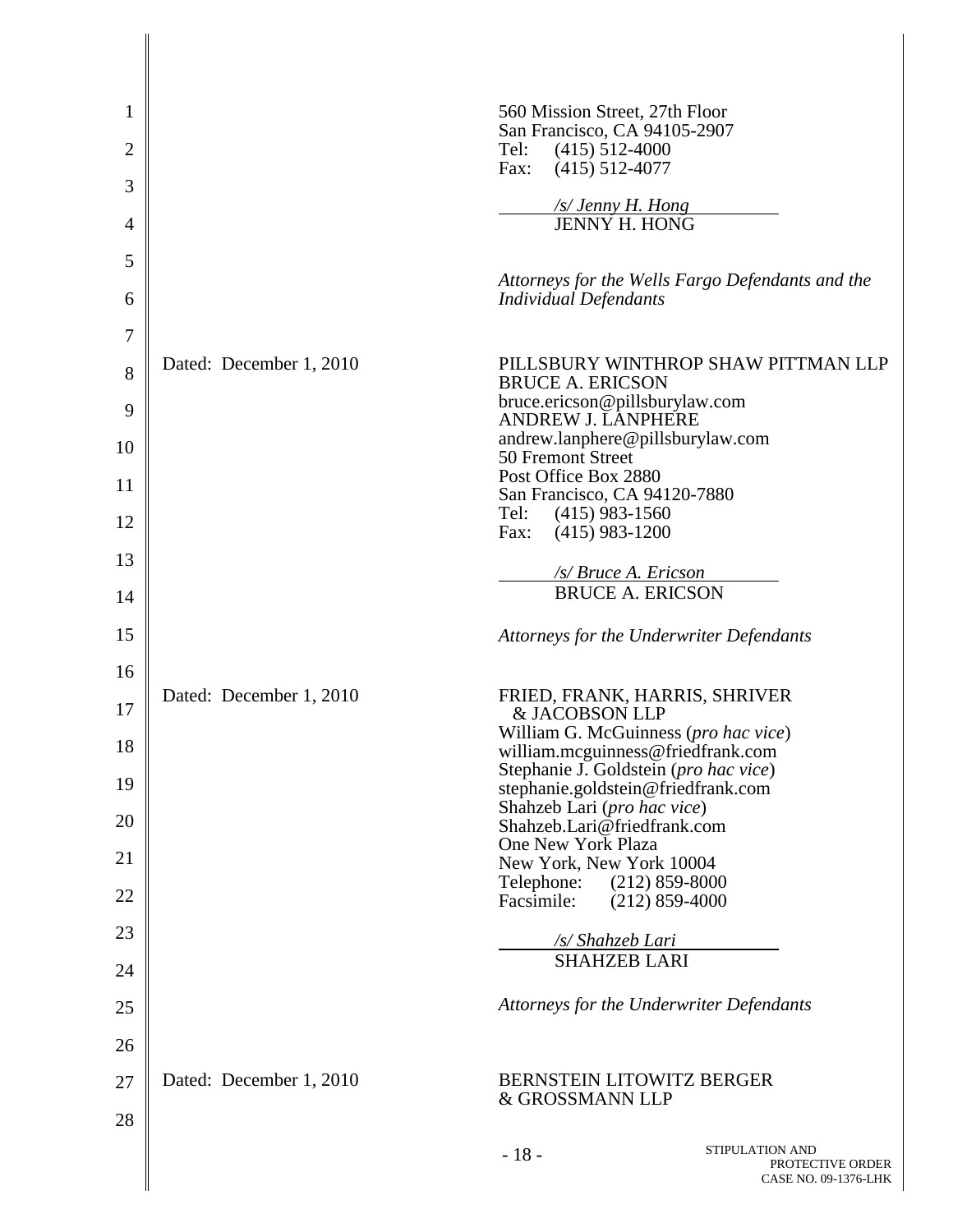560 Mission Street, 27th Floor
San Francisco, CA 94105-2907
Tel: (415) 512-4000
Fax: (415) 512-4077

*/s/ Jenny H. Hong*
JENNY H. HONG

*Attorneys for the Wells Fargo Defendants and the Individual Defendants*

Dated: December 1, 2010

PILLSBURY WINTHROP SHAW PITTMAN LLP
BRUCE A. ERICSON
bruce.ericson@pillsburylaw.com
ANDREW J. LANPHERE
andrew.lanphere@pillsburylaw.com
50 Fremont Street
Post Office Box 2880
San Francisco, CA 94120-7880
Tel: (415) 983-1560
Fax: (415) 983-1200

*/s/ Bruce A. Ericson*
BRUCE A. ERICSON

*Attorneys for the Underwriter Defendants*

Dated: December 1, 2010

FRIED, FRANK, HARRIS, SHRIVER & JACOBSON LLP
William G. McGuinness (*pro hac vice*)
william.mcguinness@friedfrank.com
Stephanie J. Goldstein (*pro hac vice*)
stephanie.goldstein@friedfrank.com
Shahzeb Lari (*pro hac vice*)
Shahzeb.Lari@friedfrank.com
One New York Plaza
New York, New York 10004
Telephone: (212) 859-8000
Facsimile: (212) 859-4000

*/s/ Shahzeb Lari*
SHAHZEB LARI

*Attorneys for the Underwriter Defendants*

Dated: December 1, 2010

BERNSTEIN LITOWITZ BERGER & GROSSMANN LLP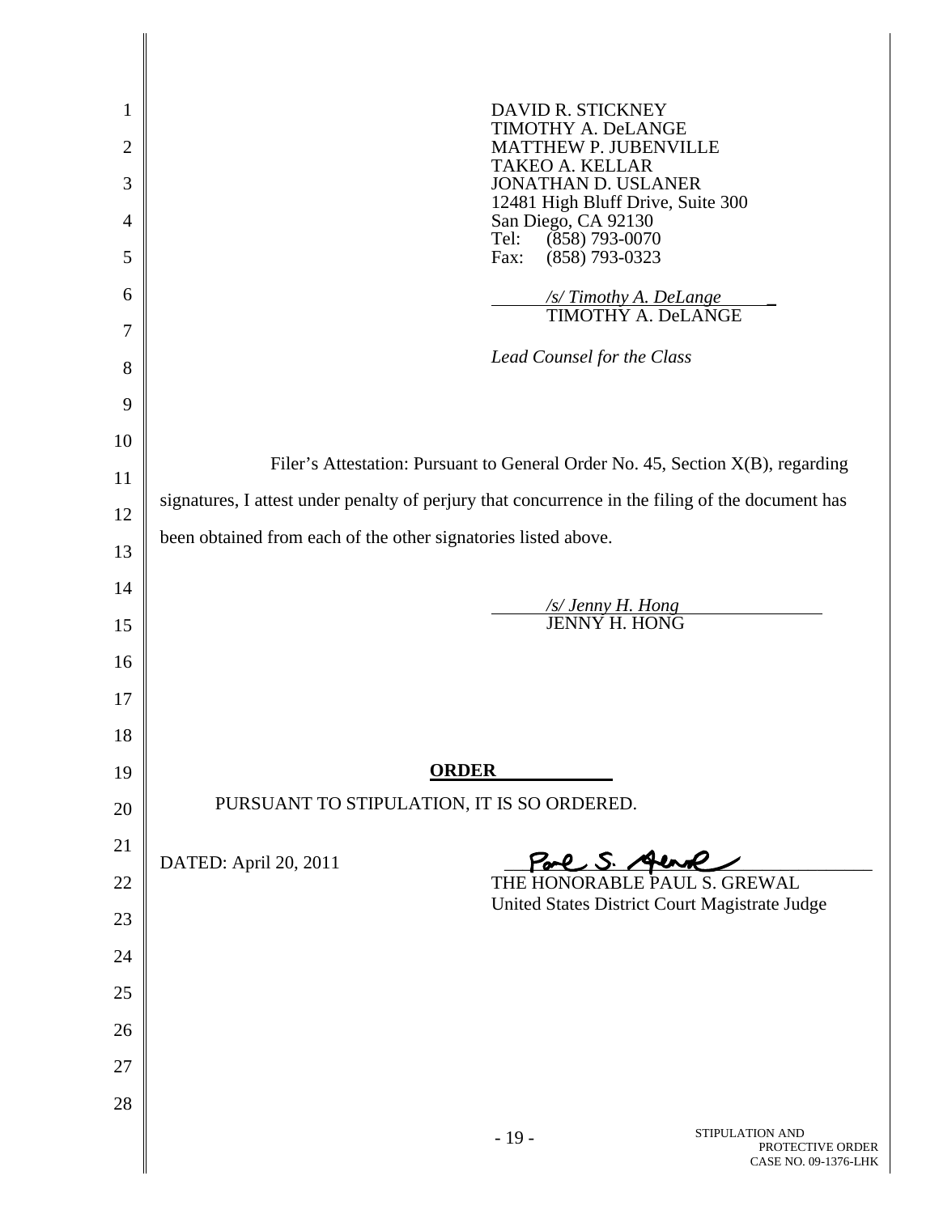DAVID R. STICKNEY
TIMOTHY A. DeLANGE
MATTHEW P. JUBENVILLE
TAKEO A. KELLAR
JONATHAN D. USLANER
12481 High Bluff Drive, Suite 300
San Diego, CA 92130
Tel: (858) 793-0070
Fax: (858) 793-0323

*/s/ Timothy A. DeLange*
TIMOTHY A. DeLANGE

*Lead Counsel for the Class*

Filer's Attestation: Pursuant to General Order No. 45, Section X(B), regarding signatures, I attest under penalty of perjury that concurrence in the filing of the document has been obtained from each of the other signatories listed above.

*/s/ Jenny H. Hong*
JENNY H. HONG

**ORDER**

PURSUANT TO STIPULATION, IT IS SO ORDERED.

DATED: April 20, 2011

Paul S. Grewal
THE HONORABLE PAUL S. GREWAL
United States District Court Magistrate Judge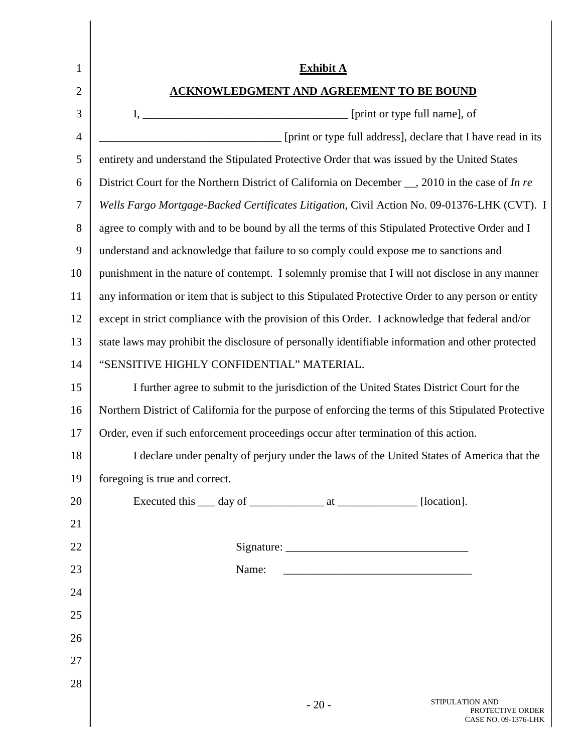**Exhibit A**

**ACKNOWLEDGMENT AND AGREEMENT TO BE BOUND**

I, ___________________________________ [print or type full name], of ________________________________ [print or type full address], declare that I have read in its entirety and understand the Stipulated Protective Order that was issued by the United States District Court for the Northern District of California on December __, 2010 in the case of *In re Wells Fargo Mortgage-Backed Certificates Litigation*, Civil Action No. 09-01376-LHK (CVT). I agree to comply with and to be bound by all the terms of this Stipulated Protective Order and I understand and acknowledge that failure to so comply could expose me to sanctions and punishment in the nature of contempt. I solemnly promise that I will not disclose in any manner any information or item that is subject to this Stipulated Protective Order to any person or entity except in strict compliance with the provision of this Order. I acknowledge that federal and/or state laws may prohibit the disclosure of personally identifiable information and other protected "SENSITIVE HIGHLY CONFIDENTIAL" MATERIAL.

I further agree to submit to the jurisdiction of the United States District Court for the Northern District of California for the purpose of enforcing the terms of this Stipulated Protective Order, even if such enforcement proceedings occur after termination of this action.

I declare under penalty of perjury under the laws of the United States of America that the foregoing is true and correct.

Executed this ___ day of _____________ at ______________ [location].

Signature: _______________________________

Name: _________________________________